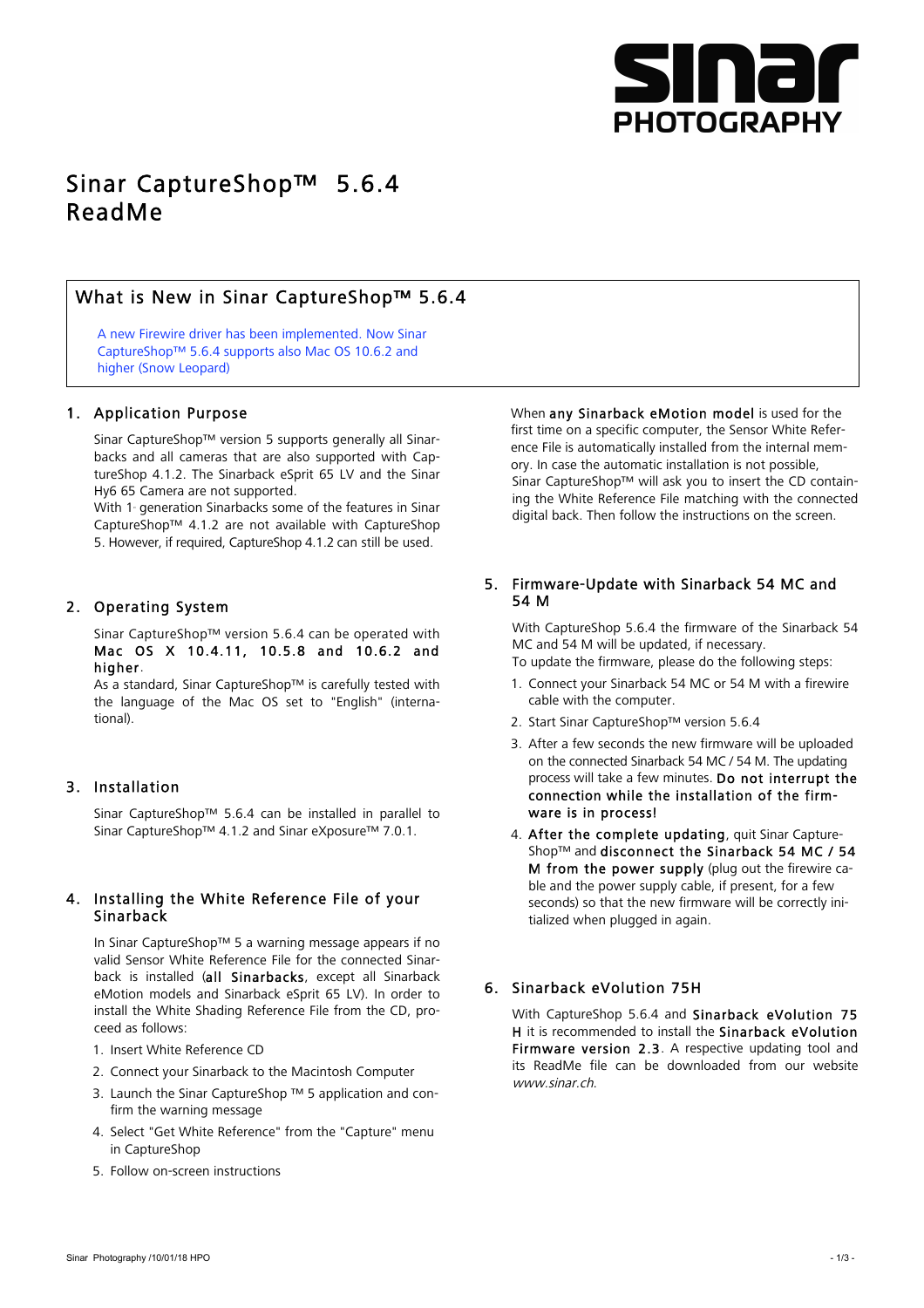# Sinar CaptureShop™ 5.6.4 ReadMe

## What is New in Sinar CaptureShop™ 5.6.4

A new Firewire driver has been implemented. Now Sinar CaptureShop™ 5.6.4 supports also Mac OS 10.6.2 and higher (Snow Leopard)

## 1. Application Purpose

Sinar CaptureShop™ version 5 supports generally all Sinarbacks and all cameras that are also supported with CaptureShop 4.1.2. The Sinarback eSprit 65 LV and the Sinar Hy6 65 Camera are not supported.
With 1. generation Sinarbacks some of the features in Sinar CaptureShop™ 4.1.2 are not available with CaptureShop 5. However, if required, CaptureShop 4.1.2 can still be used.

## 2. Operating System

Sinar CaptureShop™ version 5.6.4 can be operated with **Mac OS X 10.4.11, 10.5.8 and 10.6.2 and higher**.
As a standard, Sinar CaptureShop™ is carefully tested with the language of the Mac OS set to "English" (international).

## 3. Installation

Sinar CaptureShop™ 5.6.4 can be installed in parallel to Sinar CaptureShop™ 4.1.2 and Sinar eXposure™ 7.0.1.

## 4. Installing the White Reference File of your Sinarback

In Sinar CaptureShop™ 5 a warning message appears if no valid Sensor White Reference File for the connected Sinarback is installed (**all Sinarbacks**, except all Sinarback eMotion models and Sinarback eSprit 65 LV). In order to install the White Shading Reference File from the CD, proceed as follows:

1. Insert White Reference CD
2. Connect your Sinarback to the Macintosh Computer
3. Launch the Sinar CaptureShop ™ 5 application and confirm the warning message
4. Select "Get White Reference" from the "Capture" menu in CaptureShop
5. Follow on-screen instructions

When **any Sinarback eMotion model** is used for the first time on a specific computer, the Sensor White Reference File is automatically installed from the internal memory. In case the automatic installation is not possible, Sinar CaptureShop™ will ask you to insert the CD containing the White Reference File matching with the connected digital back. Then follow the instructions on the screen.

## 5. Firmware-Update with Sinarback 54 MC and 54 M

With CaptureShop 5.6.4 the firmware of the Sinarback 54 MC and 54 M will be updated, if necessary.
To update the firmware, please do the following steps:

1. Connect your Sinarback 54 MC or 54 M with a firewire cable with the computer.
2. Start Sinar CaptureShop™ version 5.6.4
3. After a few seconds the new firmware will be uploaded on the connected Sinarback 54 MC / 54 M. The updating process will take a few minutes. **Do not interrupt the connection while the installation of the firmware is in process!**
4. **After the complete updating**, quit Sinar CaptureShop™ and **disconnect the Sinarback 54 MC / 54 M from the power supply** (plug out the firewire cable and the power supply cable, if present, for a few seconds) so that the new firmware will be correctly initialized when plugged in again.

## 6. Sinarback eVolution 75H

With CaptureShop 5.6.4 and **Sinarback eVolution 75 H** it is recommended to install the **Sinarback eVolution Firmware version 2.3**. A respective updating tool and its ReadMe file can be downloaded from our website *www.sinar.ch*.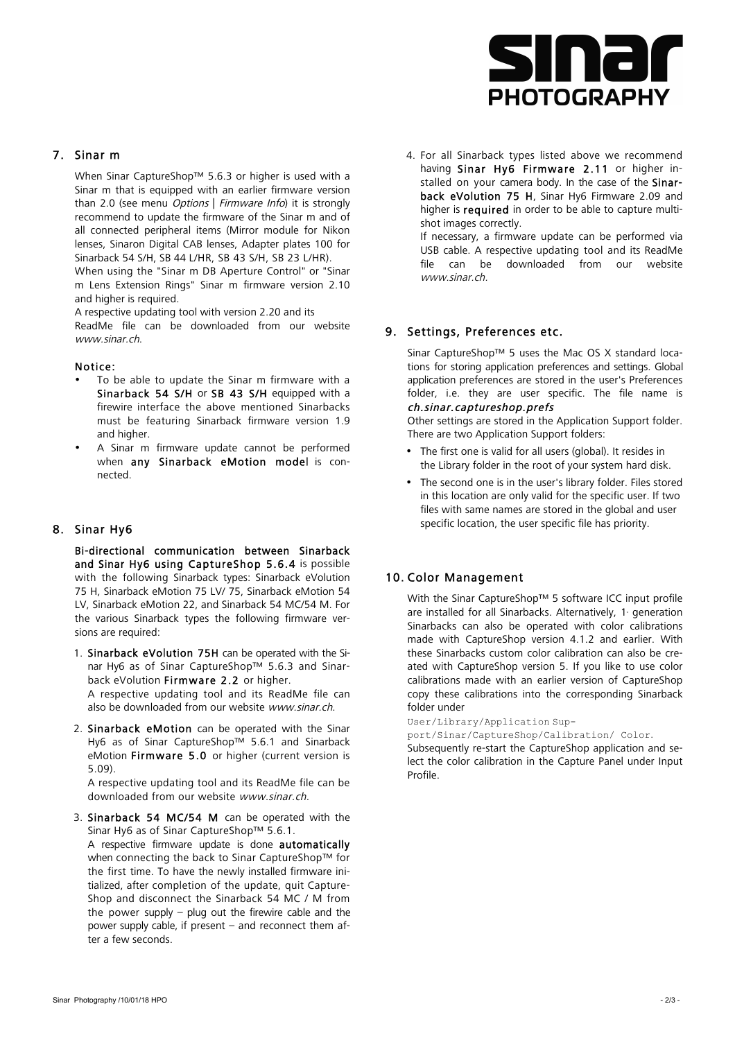## 7. Sinar m

When Sinar CaptureShop™ 5.6.3 or higher is used with a Sinar m that is equipped with an earlier firmware version than 2.0 (see menu *Options | Firmware Info*) it is strongly recommend to update the firmware of the Sinar m and of all connected peripheral items (Mirror module for Nikon lenses, Sinaron Digital CAB lenses, Adapter plates 100 for Sinarback 54 S/H, SB 44 L/HR, SB 43 S/H, SB 23 L/HR).

When using the "Sinar m DB Aperture Control" or "Sinar m Lens Extension Rings" Sinar m firmware version 2.10 and higher is required.

A respective updating tool with version 2.20 and its ReadMe file can be downloaded from our website *www.sinar.ch*.

**Notice:**

- To be able to update the Sinar m firmware with a **Sinarback 54 S/H** or **SB 43 S/H** equipped with a firewire interface the above mentioned Sinarbacks must be featuring Sinarback firmware version 1.9 and higher.
- A Sinar m firmware update cannot be performed when **any Sinarback eMotion model** is connected.

## 8. Sinar Hy6

**Bi-directional communication between Sinarback and Sinar Hy6 using CaptureShop 5.6.4** is possible with the following Sinarback types: Sinarback eVolution 75 H, Sinarback eMotion 75 LV/ 75, Sinarback eMotion 54 LV, Sinarback eMotion 22, and Sinarback 54 MC/54 M. For the various Sinarback types the following firmware versions are required:

1. **Sinarback eVolution 75H** can be operated with the Sinar Hy6 as of Sinar CaptureShop™ 5.6.3 and Sinarback eVolution **Firmware 2.2** or higher.
   A respective updating tool and its ReadMe file can also be downloaded from our website *www.sinar.ch*.
2. **Sinarback eMotion** can be operated with the Sinar Hy6 as of Sinar CaptureShop™ 5.6.1 and Sinarback eMotion **Firmware 5.0** or higher (current version is 5.09).
   A respective updating tool and its ReadMe file can be downloaded from our website *www.sinar.ch*.
3. **Sinarback 54 MC/54 M** can be operated with the Sinar Hy6 as of Sinar CaptureShop™ 5.6.1.
   A respective firmware update is done **automatically** when connecting the back to Sinar CaptureShop™ for the first time. To have the newly installed firmware initialized, after completion of the update, quit CaptureShop and disconnect the Sinarback 54 MC / M from the power supply – plug out the firewire cable and the power supply cable, if present – and reconnect them after a few seconds.
4. For all Sinarback types listed above we recommend having **Sinar Hy6 Firmware 2.11** or higher installed on your camera body. In the case of the **Sinarback eVolution 75 H**, Sinar Hy6 Firmware 2.09 and higher is **required** in order to be able to capture multi-shot images correctly.
   If necessary, a firmware update can be performed via USB cable. A respective updating tool and its ReadMe file can be downloaded from our website *www.sinar.ch*.

## 9. Settings, Preferences etc.

Sinar CaptureShop™ 5 uses the Mac OS X standard locations for storing application preferences and settings. Global application preferences are stored in the user's Preferences folder, i.e. they are user specific. The file name is ***ch.sinar.captureshop.prefs***

Other settings are stored in the Application Support folder. There are two Application Support folders:

- The first one is valid for all users (global). It resides in the Library folder in the root of your system hard disk.
- The second one is in the user's library folder. Files stored in this location are only valid for the specific user. If two files with same names are stored in the global and user specific location, the user specific file has priority.

## 10. Color Management

With the Sinar CaptureShop™ 5 software ICC input profile are installed for all Sinarbacks. Alternatively, 1st generation Sinarbacks can also be operated with color calibrations made with CaptureShop version 4.1.2 and earlier. With these Sinarbacks custom color calibration can also be created with CaptureShop version 5. If you like to use color calibrations made with an earlier version of CaptureShop copy these calibrations into the corresponding Sinarback folder under

`User/Library/Application Support/Sinar/CaptureShop/Calibration/ Color`.

Subsequently re-start the CaptureShop application and select the color calibration in the Capture Panel under Input Profile.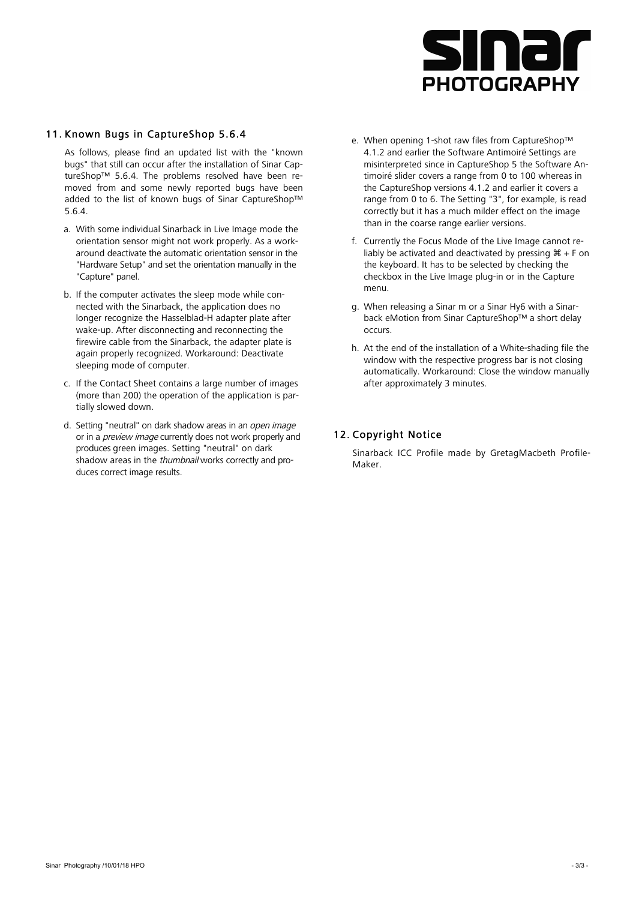## 11. Known Bugs in CaptureShop 5.6.4

As follows, please find an updated list with the "known bugs" that still can occur after the installation of Sinar CaptureShop™ 5.6.4. The problems resolved have been removed from and some newly reported bugs have been added to the list of known bugs of Sinar CaptureShop™ 5.6.4.

a. With some individual Sinarback in Live Image mode the orientation sensor might not work properly. As a workaround deactivate the automatic orientation sensor in the "Hardware Setup" and set the orientation manually in the "Capture" panel.

b. If the computer activates the sleep mode while connected with the Sinarback, the application does no longer recognize the Hasselblad-H adapter plate after wake-up. After disconnecting and reconnecting the firewire cable from the Sinarback, the adapter plate is again properly recognized. Workaround: Deactivate sleeping mode of computer.

c. If the Contact Sheet contains a large number of images (more than 200) the operation of the application is partially slowed down.

d. Setting "neutral" on dark shadow areas in an *open image* or in a *preview image* currently does not work properly and produces green images. Setting "neutral" on dark shadow areas in the *thumbnail* works correctly and produces correct image results.

e. When opening 1-shot raw files from CaptureShop™ 4.1.2 and earlier the Software Antimoiré Settings are misinterpreted since in CaptureShop 5 the Software Antimoiré slider covers a range from 0 to 100 whereas in the CaptureShop versions 4.1.2 and earlier it covers a range from 0 to 6. The Setting "3", for example, is read correctly but it has a much milder effect on the image than in the coarse range earlier versions.

f. Currently the Focus Mode of the Live Image cannot reliably be activated and deactivated by pressing ⌘ + F on the keyboard. It has to be selected by checking the checkbox in the Live Image plug-in or in the Capture menu.

g. When releasing a Sinar m or a Sinar Hy6 with a Sinarback eMotion from Sinar CaptureShop™ a short delay occurs.

h. At the end of the installation of a White-shading file the window with the respective progress bar is not closing automatically. Workaround: Close the window manually after approximately 3 minutes.

## 12. Copyright Notice

Sinarback ICC Profile made by GretagMacbeth ProfileMaker.